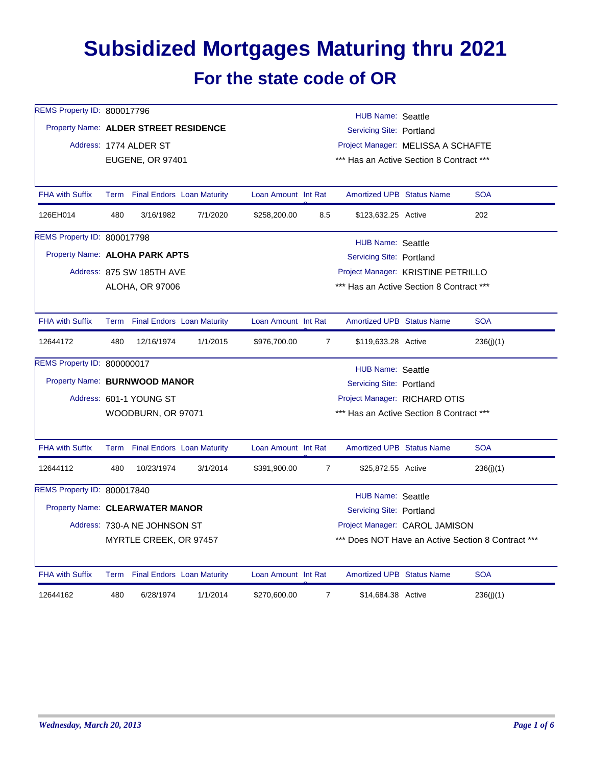# Subsidized Mortgages Maturing thru 2021

## For the state code of OR

REMS Property ID: 800017796
Property Name: **ALDER STREET RESIDENCE**
Address: 1774 ALDER ST
EUGENE, OR 97401

HUB Name: Seattle
Servicing Site: Portland
Project Manager: MELISSA A SCHAFTE
*** Has an Active Section 8 Contract ***

| FHA with Suffix | Term | Final Endors | Loan Maturity | Loan Amount | Int Rate | Amortized UPB | Status Name | SOA |
|---|---|---|---|---|---|---|---|---|
| 126EH014 | 480 | 3/16/1982 | 7/1/2020 | $258,200.00 | 8.5 | $123,632.25 | Active | 202 |

REMS Property ID: 800017798
Property Name: **ALOHA PARK APTS**
Address: 875 SW 185TH AVE
ALOHA, OR 97006

HUB Name: Seattle
Servicing Site: Portland
Project Manager: KRISTINE PETRILLO
*** Has an Active Section 8 Contract ***

| FHA with Suffix | Term | Final Endors | Loan Maturity | Loan Amount | Int Rate | Amortized UPB | Status Name | SOA |
|---|---|---|---|---|---|---|---|---|
| 12644172 | 480 | 12/16/1974 | 1/1/2015 | $976,700.00 | 7 | $119,633.28 | Active | 236(j)(1) |

REMS Property ID: 800000017
Property Name: **BURNWOOD MANOR**
Address: 601-1 YOUNG ST
WOODBURN, OR 97071

HUB Name: Seattle
Servicing Site: Portland
Project Manager: RICHARD OTIS
*** Has an Active Section 8 Contract ***

| FHA with Suffix | Term | Final Endors | Loan Maturity | Loan Amount | Int Rate | Amortized UPB | Status Name | SOA |
|---|---|---|---|---|---|---|---|---|
| 12644112 | 480 | 10/23/1974 | 3/1/2014 | $391,900.00 | 7 | $25,872.55 | Active | 236(j)(1) |

REMS Property ID: 800017840
Property Name: **CLEARWATER MANOR**
Address: 730-A NE JOHNSON ST
MYRTLE CREEK, OR 97457

HUB Name: Seattle
Servicing Site: Portland
Project Manager: CAROL JAMISON
*** Does NOT Have an Active Section 8 Contract ***

| FHA with Suffix | Term | Final Endors | Loan Maturity | Loan Amount | Int Rate | Amortized UPB | Status Name | SOA |
|---|---|---|---|---|---|---|---|---|
| 12644162 | 480 | 6/28/1974 | 1/1/2014 | $270,600.00 | 7 | $14,684.38 | Active | 236(j)(1) |

*Wednesday, March 20, 2013*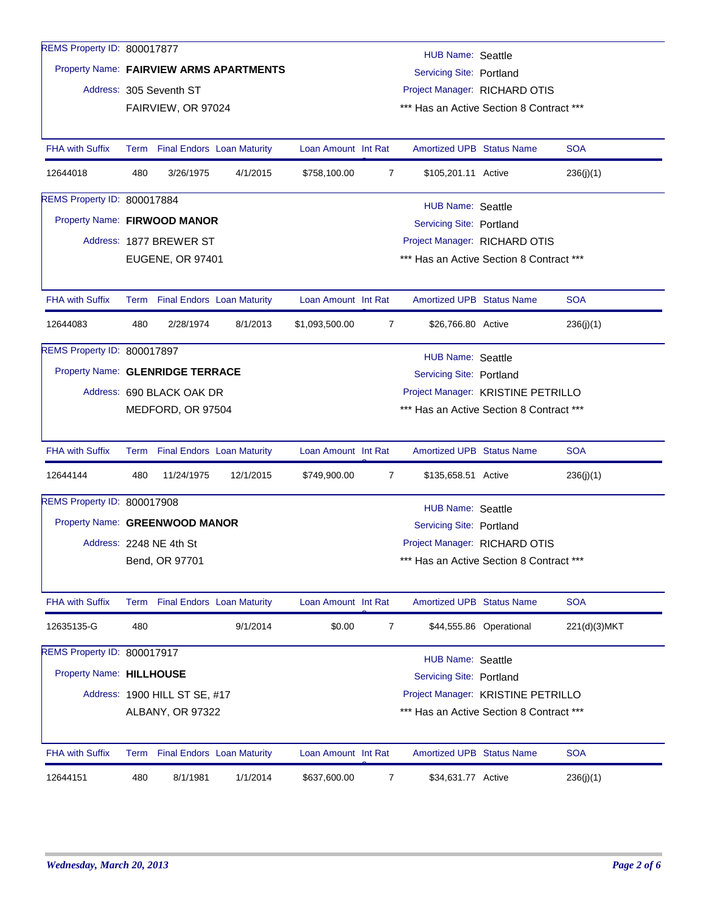REMS Property ID: 800017877

Property Name: **FAIRVIEW ARMS APARTMENTS**

Address: 305 Seventh ST
FAIRVIEW, OR 97024

HUB Name: Seattle
Servicing Site: Portland
Project Manager: RICHARD OTIS
*** Has an Active Section 8 Contract ***

| FHA with Suffix | Term | Final Endors | Loan Maturity | Loan Amount | Int Rate | Amortized UPB | Status Name | SOA |
|---|---|---|---|---|---|---|---|---|
| 12644018 | 480 | 3/26/1975 | 4/1/2015 | $758,100.00 | 7 | $105,201.11 | Active | 236(j)(1) |

REMS Property ID: 800017884

Property Name: **FIRWOOD MANOR**

Address: 1877 BREWER ST
EUGENE, OR 97401

HUB Name: Seattle
Servicing Site: Portland
Project Manager: RICHARD OTIS
*** Has an Active Section 8 Contract ***

| FHA with Suffix | Term | Final Endors | Loan Maturity | Loan Amount | Int Rate | Amortized UPB | Status Name | SOA |
|---|---|---|---|---|---|---|---|---|
| 12644083 | 480 | 2/28/1974 | 8/1/2013 | $1,093,500.00 | 7 | $26,766.80 | Active | 236(j)(1) |

REMS Property ID: 800017897

Property Name: **GLENRIDGE TERRACE**

Address: 690 BLACK OAK DR
MEDFORD, OR 97504

HUB Name: Seattle
Servicing Site: Portland
Project Manager: KRISTINE PETRILLO
*** Has an Active Section 8 Contract ***

| FHA with Suffix | Term | Final Endors | Loan Maturity | Loan Amount | Int Rate | Amortized UPB | Status Name | SOA |
|---|---|---|---|---|---|---|---|---|
| 12644144 | 480 | 11/24/1975 | 12/1/2015 | $749,900.00 | 7 | $135,658.51 | Active | 236(j)(1) |

REMS Property ID: 800017908

Property Name: **GREENWOOD MANOR**

Address: 2248 NE 4th St
Bend, OR 97701

HUB Name: Seattle
Servicing Site: Portland
Project Manager: RICHARD OTIS
*** Has an Active Section 8 Contract ***

| FHA with Suffix | Term | Final Endors | Loan Maturity | Loan Amount | Int Rate | Amortized UPB | Status Name | SOA |
|---|---|---|---|---|---|---|---|---|
| 12635135-G | 480 | | 9/1/2014 | $0.00 | 7 | $44,555.86 | Operational | 221(d)(3)MKT |

REMS Property ID: 800017917

Property Name: **HILLHOUSE**

Address: 1900 HILL ST SE, #17
ALBANY, OR 97322

HUB Name: Seattle
Servicing Site: Portland
Project Manager: KRISTINE PETRILLO
*** Has an Active Section 8 Contract ***

| FHA with Suffix | Term | Final Endors | Loan Maturity | Loan Amount | Int Rate | Amortized UPB | Status Name | SOA |
|---|---|---|---|---|---|---|---|---|
| 12644151 | 480 | 8/1/1981 | 1/1/2014 | $637,600.00 | 7 | $34,631.77 | Active | 236(j)(1) |

*Wednesday, March 20, 2013*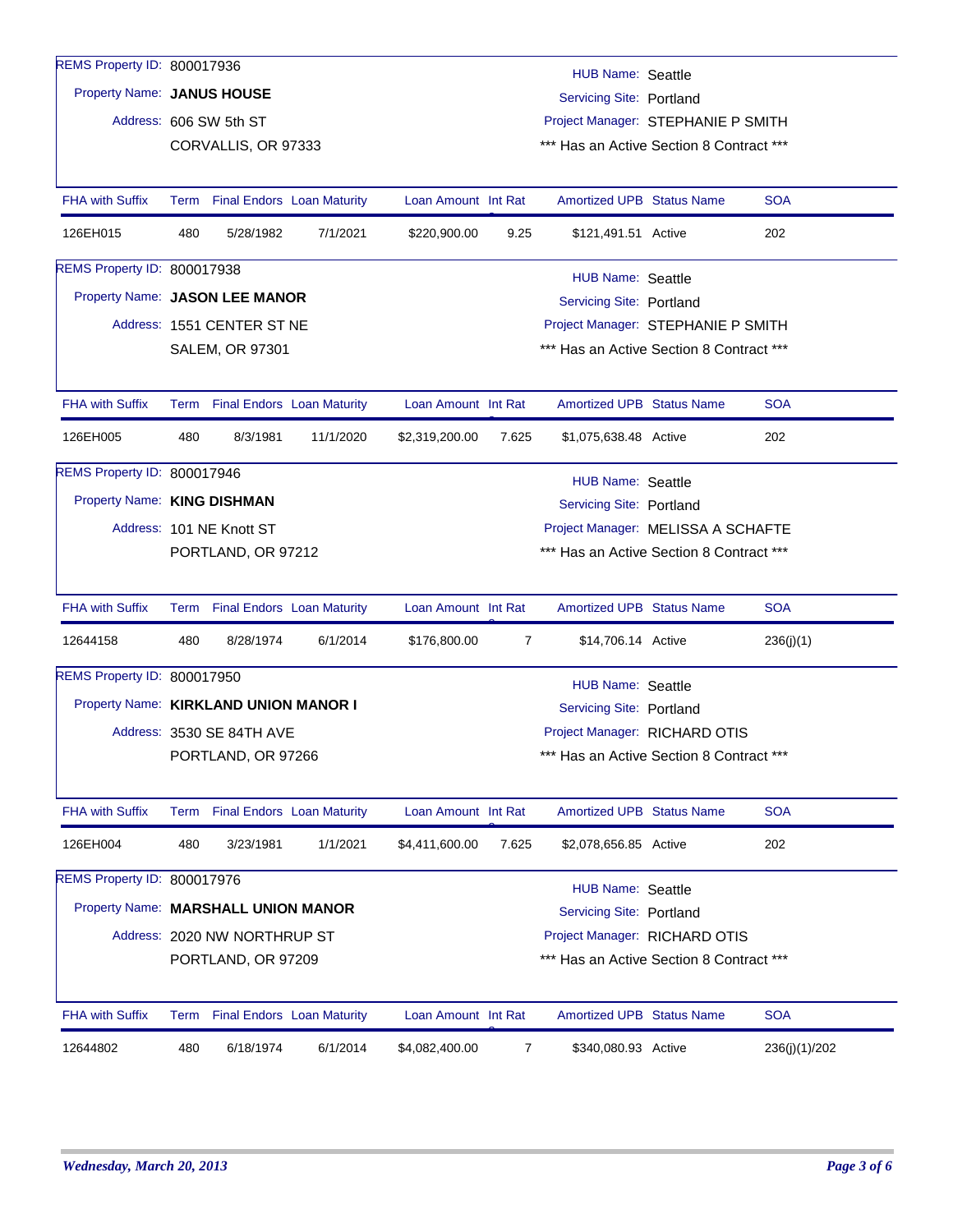REMS Property ID: 800017936
Property Name: **JANUS HOUSE**
Address: 606 SW 5th ST
CORVALLIS, OR 97333

HUB Name: Seattle
Servicing Site: Portland
Project Manager: STEPHANIE P SMITH
*** Has an Active Section 8 Contract ***

| FHA with Suffix | Term | Final Endors | Loan Maturity | Loan Amount | Int Rate | Amortized UPB | Status Name | SOA |
|---|---|---|---|---|---|---|---|---|
| 126EH015 | 480 | 5/28/1982 | 7/1/2021 | $220,900.00 | 9.25 | $121,491.51 | Active | 202 |

REMS Property ID: 800017938
Property Name: **JASON LEE MANOR**
Address: 1551 CENTER ST NE
SALEM, OR 97301

HUB Name: Seattle
Servicing Site: Portland
Project Manager: STEPHANIE P SMITH
*** Has an Active Section 8 Contract ***

| FHA with Suffix | Term | Final Endors | Loan Maturity | Loan Amount | Int Rate | Amortized UPB | Status Name | SOA |
|---|---|---|---|---|---|---|---|---|
| 126EH005 | 480 | 8/3/1981 | 11/1/2020 | $2,319,200.00 | 7.625 | $1,075,638.48 | Active | 202 |

REMS Property ID: 800017946
Property Name: **KING DISHMAN**
Address: 101 NE Knott ST
PORTLAND, OR 97212

HUB Name: Seattle
Servicing Site: Portland
Project Manager: MELISSA A SCHAFTE
*** Has an Active Section 8 Contract ***

| FHA with Suffix | Term | Final Endors | Loan Maturity | Loan Amount | Int Rate | Amortized UPB | Status Name | SOA |
|---|---|---|---|---|---|---|---|---|
| 12644158 | 480 | 8/28/1974 | 6/1/2014 | $176,800.00 | 7 | $14,706.14 | Active | 236(j)(1) |

REMS Property ID: 800017950
Property Name: **KIRKLAND UNION MANOR I**
Address: 3530 SE 84TH AVE
PORTLAND, OR 97266

HUB Name: Seattle
Servicing Site: Portland
Project Manager: RICHARD OTIS
*** Has an Active Section 8 Contract ***

| FHA with Suffix | Term | Final Endors | Loan Maturity | Loan Amount | Int Rate | Amortized UPB | Status Name | SOA |
|---|---|---|---|---|---|---|---|---|
| 126EH004 | 480 | 3/23/1981 | 1/1/2021 | $4,411,600.00 | 7.625 | $2,078,656.85 | Active | 202 |

REMS Property ID: 800017976
Property Name: **MARSHALL UNION MANOR**
Address: 2020 NW NORTHRUP ST
PORTLAND, OR 97209

HUB Name: Seattle
Servicing Site: Portland
Project Manager: RICHARD OTIS
*** Has an Active Section 8 Contract ***

| FHA with Suffix | Term | Final Endors | Loan Maturity | Loan Amount | Int Rate | Amortized UPB | Status Name | SOA |
|---|---|---|---|---|---|---|---|---|
| 12644802 | 480 | 6/18/1974 | 6/1/2014 | $4,082,400.00 | 7 | $340,080.93 | Active | 236(j)(1)/202 |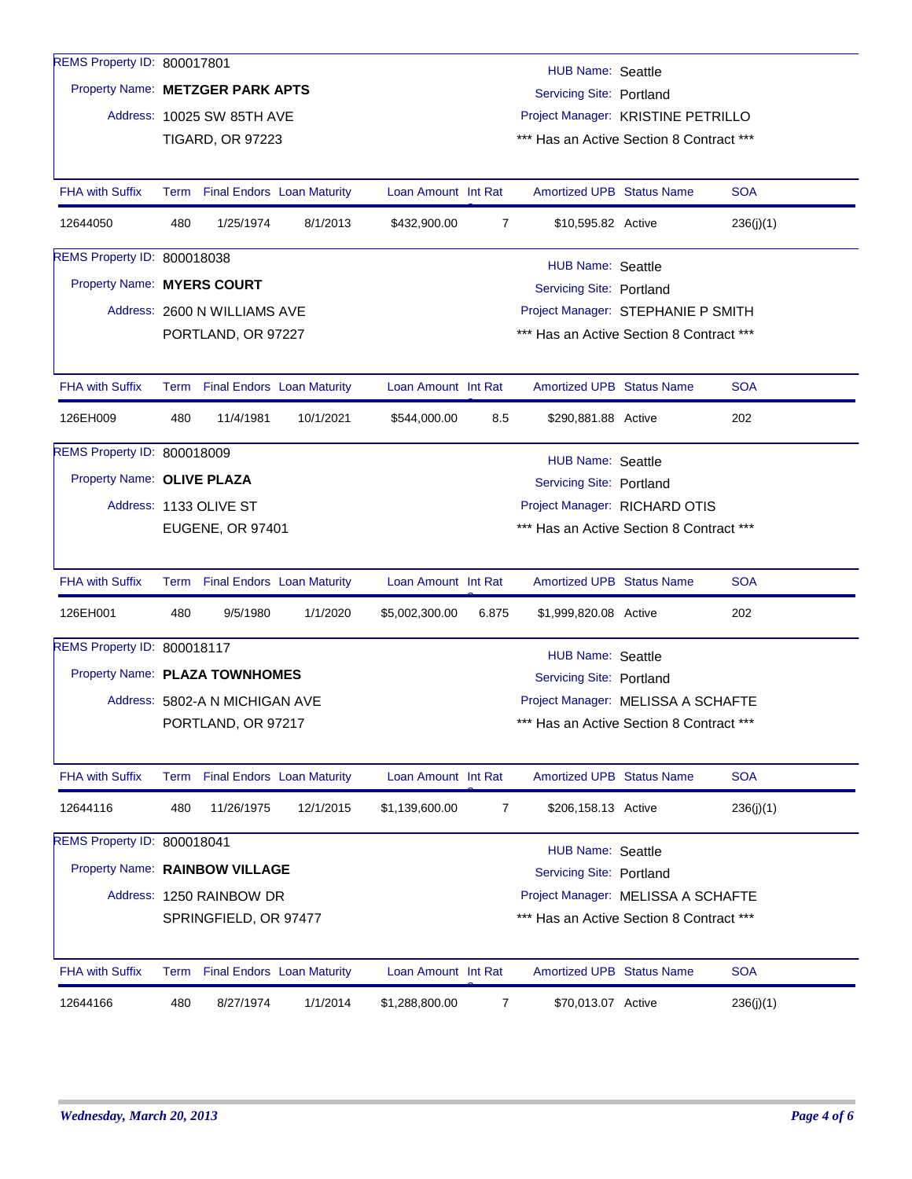REMS Property ID: 800017801
Property Name: **METZGER PARK APTS**
Address: 10025 SW 85TH AVE
TIGARD, OR 97223

HUB Name: Seattle
Servicing Site: Portland
Project Manager: KRISTINE PETRILLO
*** Has an Active Section 8 Contract ***

| FHA with Suffix | Term | Final Endors | Loan Maturity | Loan Amount | Int Rat | Amortized UPB | Status Name | SOA |
|---|---|---|---|---|---|---|---|---|
| 12644050 | 480 | 1/25/1974 | 8/1/2013 | $432,900.00 | 7 | $10,595.82 | Active | 236(j)(1) |

REMS Property ID: 800018038
Property Name: **MYERS COURT**
Address: 2600 N WILLIAMS AVE
PORTLAND, OR 97227

HUB Name: Seattle
Servicing Site: Portland
Project Manager: STEPHANIE P SMITH
*** Has an Active Section 8 Contract ***

| FHA with Suffix | Term | Final Endors | Loan Maturity | Loan Amount | Int Rat | Amortized UPB | Status Name | SOA |
|---|---|---|---|---|---|---|---|---|
| 126EH009 | 480 | 11/4/1981 | 10/1/2021 | $544,000.00 | 8.5 | $290,881.88 | Active | 202 |

REMS Property ID: 800018009
Property Name: **OLIVE PLAZA**
Address: 1133 OLIVE ST
EUGENE, OR 97401

HUB Name: Seattle
Servicing Site: Portland
Project Manager: RICHARD OTIS
*** Has an Active Section 8 Contract ***

| FHA with Suffix | Term | Final Endors | Loan Maturity | Loan Amount | Int Rat | Amortized UPB | Status Name | SOA |
|---|---|---|---|---|---|---|---|---|
| 126EH001 | 480 | 9/5/1980 | 1/1/2020 | $5,002,300.00 | 6.875 | $1,999,820.08 | Active | 202 |

REMS Property ID: 800018117
Property Name: **PLAZA TOWNHOMES**
Address: 5802-A N MICHIGAN AVE
PORTLAND, OR 97217

HUB Name: Seattle
Servicing Site: Portland
Project Manager: MELISSA A SCHAFTE
*** Has an Active Section 8 Contract ***

| FHA with Suffix | Term | Final Endors | Loan Maturity | Loan Amount | Int Rat | Amortized UPB | Status Name | SOA |
|---|---|---|---|---|---|---|---|---|
| 12644116 | 480 | 11/26/1975 | 12/1/2015 | $1,139,600.00 | 7 | $206,158.13 | Active | 236(j)(1) |

REMS Property ID: 800018041
Property Name: **RAINBOW VILLAGE**
Address: 1250 RAINBOW DR
SPRINGFIELD, OR 97477

HUB Name: Seattle
Servicing Site: Portland
Project Manager: MELISSA A SCHAFTE
*** Has an Active Section 8 Contract ***

| FHA with Suffix | Term | Final Endors | Loan Maturity | Loan Amount | Int Rat | Amortized UPB | Status Name | SOA |
|---|---|---|---|---|---|---|---|---|
| 12644166 | 480 | 8/27/1974 | 1/1/2014 | $1,288,800.00 | 7 | $70,013.07 | Active | 236(j)(1) |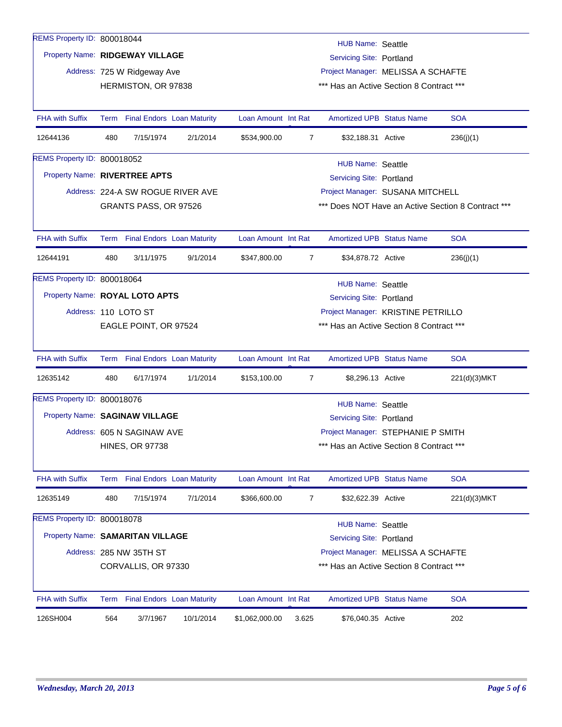REMS Property ID: 800018044

Property Name: **RIDGEWAY VILLAGE**

Address: 725 W Ridgeway Ave
HERMISTON, OR 97838

HUB Name: Seattle
Servicing Site: Portland
Project Manager: MELISSA A SCHAFTE
*** Has an Active Section 8 Contract ***

| FHA with Suffix | Term | Final Endors | Loan Maturity | Loan Amount | Int Rate | Amortized UPB | Status Name | SOA |
|---|---|---|---|---|---|---|---|---|
| 12644136 | 480 | 7/15/1974 | 2/1/2014 | $534,900.00 | 7 | $32,188.31 | Active | 236(j)(1) |

REMS Property ID: 800018052

Property Name: **RIVERTREE APTS**

Address: 224-A SW ROGUE RIVER AVE
GRANTS PASS, OR 97526

HUB Name: Seattle
Servicing Site: Portland
Project Manager: SUSANA MITCHELL
*** Does NOT Have an Active Section 8 Contract ***

| FHA with Suffix | Term | Final Endors | Loan Maturity | Loan Amount | Int Rate | Amortized UPB | Status Name | SOA |
|---|---|---|---|---|---|---|---|---|
| 12644191 | 480 | 3/11/1975 | 9/1/2014 | $347,800.00 | 7 | $34,878.72 | Active | 236(j)(1) |

REMS Property ID: 800018064

Property Name: **ROYAL LOTO APTS**

Address: 110 LOTO ST
EAGLE POINT, OR 97524

HUB Name: Seattle
Servicing Site: Portland
Project Manager: KRISTINE PETRILLO
*** Has an Active Section 8 Contract ***

| FHA with Suffix | Term | Final Endors | Loan Maturity | Loan Amount | Int Rate | Amortized UPB | Status Name | SOA |
|---|---|---|---|---|---|---|---|---|
| 12635142 | 480 | 6/17/1974 | 1/1/2014 | $153,100.00 | 7 | $8,296.13 | Active | 221(d)(3)MKT |

REMS Property ID: 800018076

Property Name: **SAGINAW VILLAGE**

Address: 605 N SAGINAW AVE
HINES, OR 97738

HUB Name: Seattle
Servicing Site: Portland
Project Manager: STEPHANIE P SMITH
*** Has an Active Section 8 Contract ***

| FHA with Suffix | Term | Final Endors | Loan Maturity | Loan Amount | Int Rate | Amortized UPB | Status Name | SOA |
|---|---|---|---|---|---|---|---|---|
| 12635149 | 480 | 7/15/1974 | 7/1/2014 | $366,600.00 | 7 | $32,622.39 | Active | 221(d)(3)MKT |

REMS Property ID: 800018078

Property Name: **SAMARITAN VILLAGE**

Address: 285 NW 35TH ST
CORVALLIS, OR 97330

HUB Name: Seattle
Servicing Site: Portland
Project Manager: MELISSA A SCHAFTE
*** Has an Active Section 8 Contract ***

| FHA with Suffix | Term | Final Endors | Loan Maturity | Loan Amount | Int Rate | Amortized UPB | Status Name | SOA |
|---|---|---|---|---|---|---|---|---|
| 126SH004 | 564 | 3/7/1967 | 10/1/2014 | $1,062,000.00 | 3.625 | $76,040.35 | Active | 202 |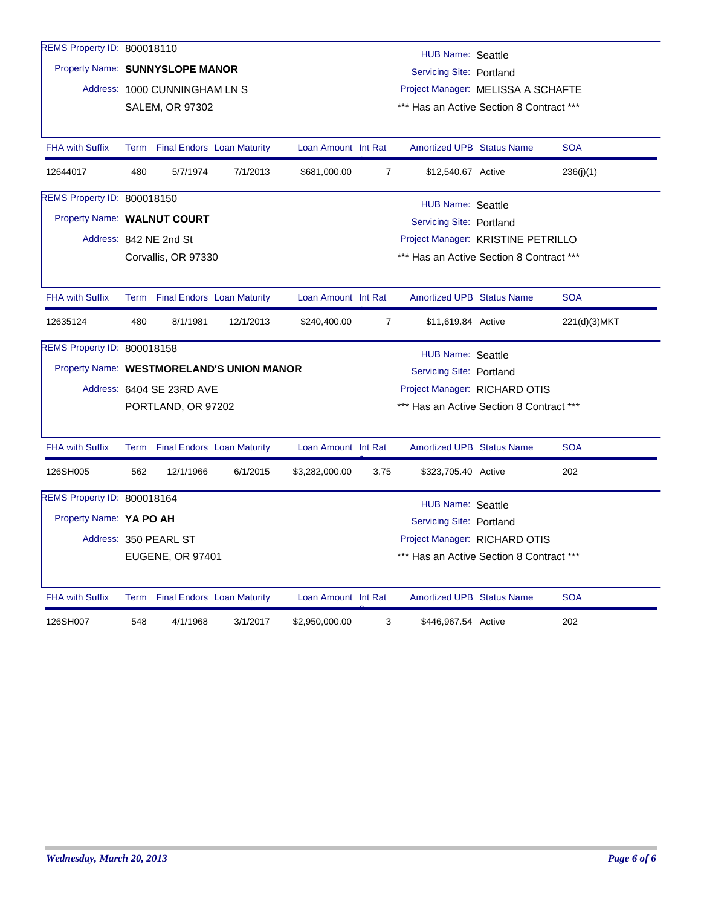REMS Property ID: 800018110

Property Name: **SUNNYSLOPE MANOR**

Address: 1000 CUNNINGHAM LN S
SALEM, OR 97302

HUB Name: Seattle
Servicing Site: Portland
Project Manager: MELISSA A SCHAFTE
*** Has an Active Section 8 Contract ***

| FHA with Suffix | Term | Final Endors | Loan Maturity | Loan Amount | Int Rate | Amortized UPB | Status Name | SOA |
|---|---|---|---|---|---|---|---|---|
| 12644017 | 480 | 5/7/1974 | 7/1/2013 | $681,000.00 | 7 | $12,540.67 | Active | 236(j)(1) |

REMS Property ID: 800018150

Property Name: **WALNUT COURT**

Address: 842 NE 2nd St
Corvallis, OR 97330

HUB Name: Seattle
Servicing Site: Portland
Project Manager: KRISTINE PETRILLO
*** Has an Active Section 8 Contract ***

| FHA with Suffix | Term | Final Endors | Loan Maturity | Loan Amount | Int Rate | Amortized UPB | Status Name | SOA |
|---|---|---|---|---|---|---|---|---|
| 12635124 | 480 | 8/1/1981 | 12/1/2013 | $240,400.00 | 7 | $11,619.84 | Active | 221(d)(3)MKT |

REMS Property ID: 800018158

Property Name: **WESTMORELAND'S UNION MANOR**

Address: 6404 SE 23RD AVE
PORTLAND, OR 97202

HUB Name: Seattle
Servicing Site: Portland
Project Manager: RICHARD OTIS
*** Has an Active Section 8 Contract ***

| FHA with Suffix | Term | Final Endors | Loan Maturity | Loan Amount | Int Rate | Amortized UPB | Status Name | SOA |
|---|---|---|---|---|---|---|---|---|
| 126SH005 | 562 | 12/1/1966 | 6/1/2015 | $3,282,000.00 | 3.75 | $323,705.40 | Active | 202 |

REMS Property ID: 800018164

Property Name: **YA PO AH**

Address: 350 PEARL ST
EUGENE, OR 97401

HUB Name: Seattle
Servicing Site: Portland
Project Manager: RICHARD OTIS
*** Has an Active Section 8 Contract ***

| FHA with Suffix | Term | Final Endors | Loan Maturity | Loan Amount | Int Rate | Amortized UPB | Status Name | SOA |
|---|---|---|---|---|---|---|---|---|
| 126SH007 | 548 | 4/1/1968 | 3/1/2017 | $2,950,000.00 | 3 | $446,967.54 | Active | 202 |